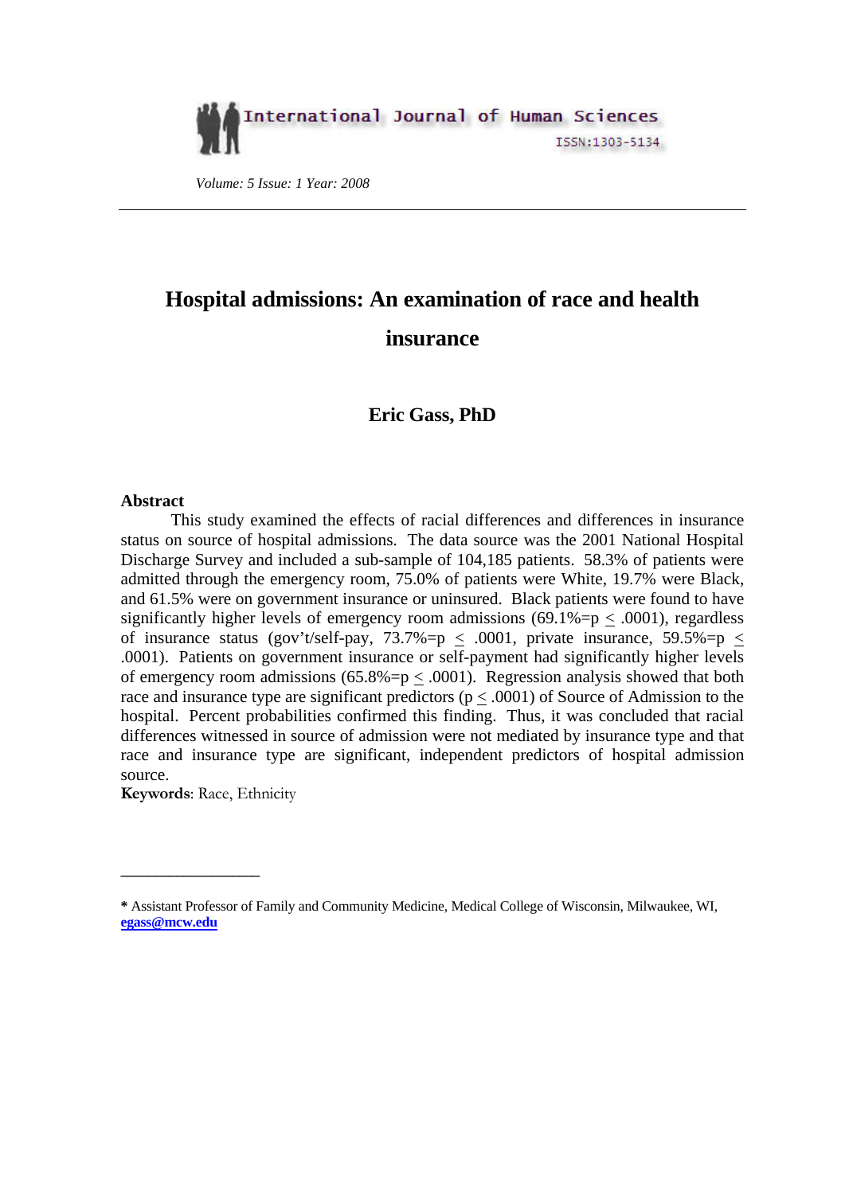# Hospital admissions: An examination of race and health insurance

**Eric Gass, PhD**

**Abstract**

This study examined the effects of racial differences and differences in insurance status on source of hospital admissions. The data source was the 2001 National Hospital Discharge Survey and included a sub-sample of 104,185 patients. 58.3% of patients were admitted through the emergency room, 75.0% of patients were White, 19.7% were Black, and 61.5% were on government insurance or uninsured. Black patients were found to have significantly higher levels of emergency room admissions (69.1%=p $\leq$ .0001), regardless of insurance status (gov't/self-pay, 73.7%=p $\leq$ .0001, private insurance, 59.5%=p $\leq$ .0001). Patients on government insurance or self-payment had significantly higher levels of emergency room admissions (65.8%=p $\leq$ .0001). Regression analysis showed that both race and insurance type are significant predictors (p $\leq$ .0001) of Source of Admission to the hospital. Percent probabilities confirmed this finding. Thus, it was concluded that racial differences witnessed in source of admission were not mediated by insurance type and that race and insurance type are significant, independent predictors of hospital admission source.

**Keywords**: Race, Ethnicity

---

**\*** Assistant Professor of Family and Community Medicine, Medical College of Wisconsin, Milwaukee, WI, **egass@mcw.edu**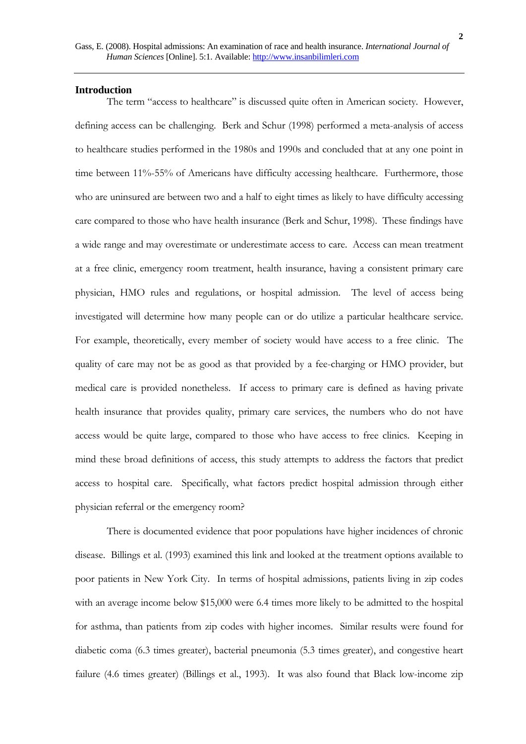## Introduction

The term "access to healthcare" is discussed quite often in American society. However, defining access can be challenging. Berk and Schur (1998) performed a meta-analysis of access to healthcare studies performed in the 1980s and 1990s and concluded that at any one point in time between 11%-55% of Americans have difficulty accessing healthcare. Furthermore, those who are uninsured are between two and a half to eight times as likely to have difficulty accessing care compared to those who have health insurance (Berk and Schur, 1998). These findings have a wide range and may overestimate or underestimate access to care. Access can mean treatment at a free clinic, emergency room treatment, health insurance, having a consistent primary care physician, HMO rules and regulations, or hospital admission. The level of access being investigated will determine how many people can or do utilize a particular healthcare service. For example, theoretically, every member of society would have access to a free clinic. The quality of care may not be as good as that provided by a fee-charging or HMO provider, but medical care is provided nonetheless. If access to primary care is defined as having private health insurance that provides quality, primary care services, the numbers who do not have access would be quite large, compared to those who have access to free clinics. Keeping in mind these broad definitions of access, this study attempts to address the factors that predict access to hospital care. Specifically, what factors predict hospital admission through either physician referral or the emergency room?

There is documented evidence that poor populations have higher incidences of chronic disease. Billings et al. (1993) examined this link and looked at the treatment options available to poor patients in New York City. In terms of hospital admissions, patients living in zip codes with an average income below $15,000 were 6.4 times more likely to be admitted to the hospital for asthma, than patients from zip codes with higher incomes. Similar results were found for diabetic coma (6.3 times greater), bacterial pneumonia (5.3 times greater), and congestive heart failure (4.6 times greater) (Billings et al., 1993). It was also found that Black low-income zip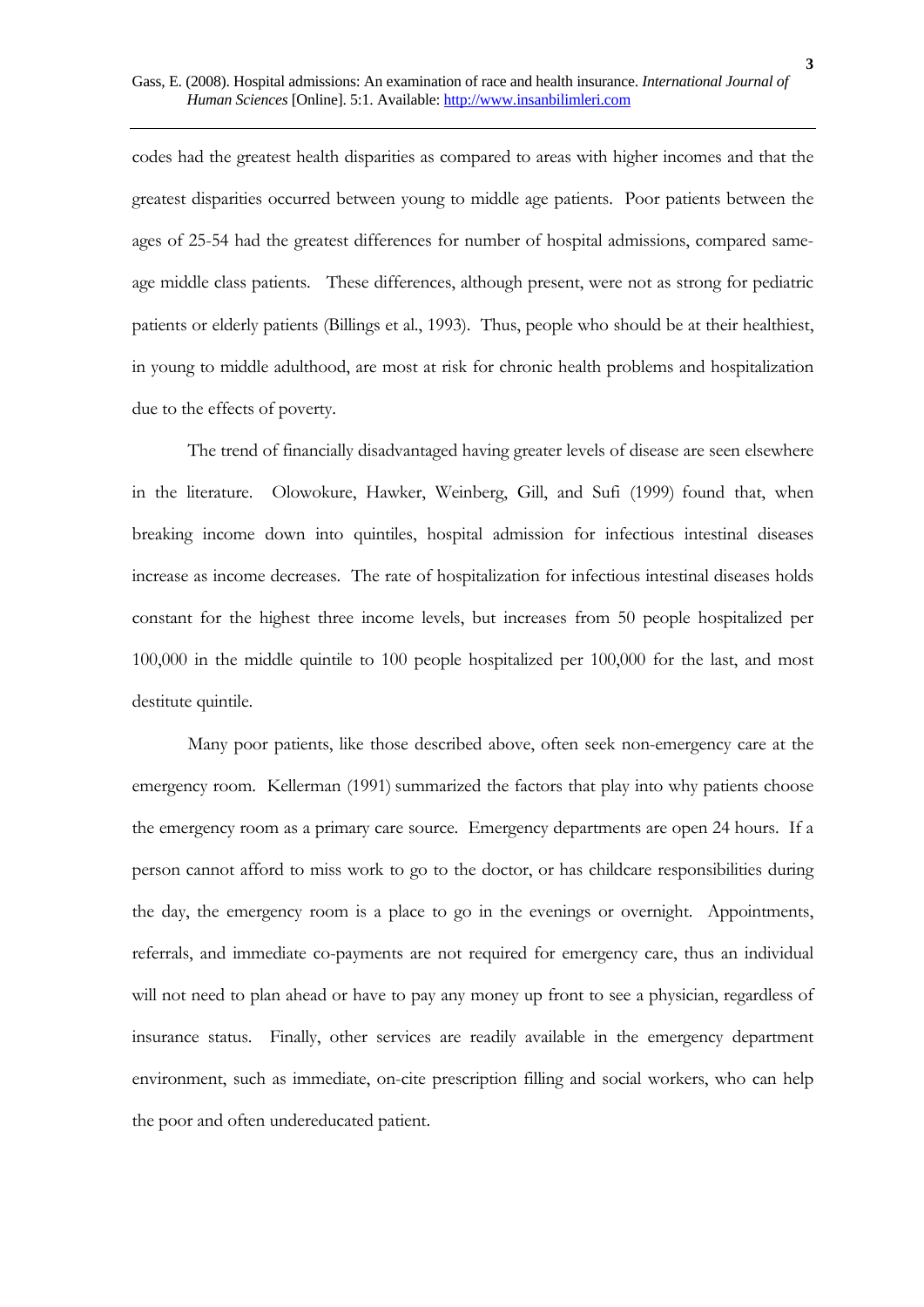codes had the greatest health disparities as compared to areas with higher incomes and that the greatest disparities occurred between young to middle age patients. Poor patients between the ages of 25-54 had the greatest differences for number of hospital admissions, compared same-age middle class patients. These differences, although present, were not as strong for pediatric patients or elderly patients (Billings et al., 1993). Thus, people who should be at their healthiest, in young to middle adulthood, are most at risk for chronic health problems and hospitalization due to the effects of poverty.

The trend of financially disadvantaged having greater levels of disease are seen elsewhere in the literature. Olowokure, Hawker, Weinberg, Gill, and Sufi (1999) found that, when breaking income down into quintiles, hospital admission for infectious intestinal diseases increase as income decreases. The rate of hospitalization for infectious intestinal diseases holds constant for the highest three income levels, but increases from 50 people hospitalized per 100,000 in the middle quintile to 100 people hospitalized per 100,000 for the last, and most destitute quintile.

Many poor patients, like those described above, often seek non-emergency care at the emergency room. Kellerman (1991) summarized the factors that play into why patients choose the emergency room as a primary care source. Emergency departments are open 24 hours. If a person cannot afford to miss work to go to the doctor, or has childcare responsibilities during the day, the emergency room is a place to go in the evenings or overnight. Appointments, referrals, and immediate co-payments are not required for emergency care, thus an individual will not need to plan ahead or have to pay any money up front to see a physician, regardless of insurance status. Finally, other services are readily available in the emergency department environment, such as immediate, on-cite prescription filling and social workers, who can help the poor and often undereducated patient.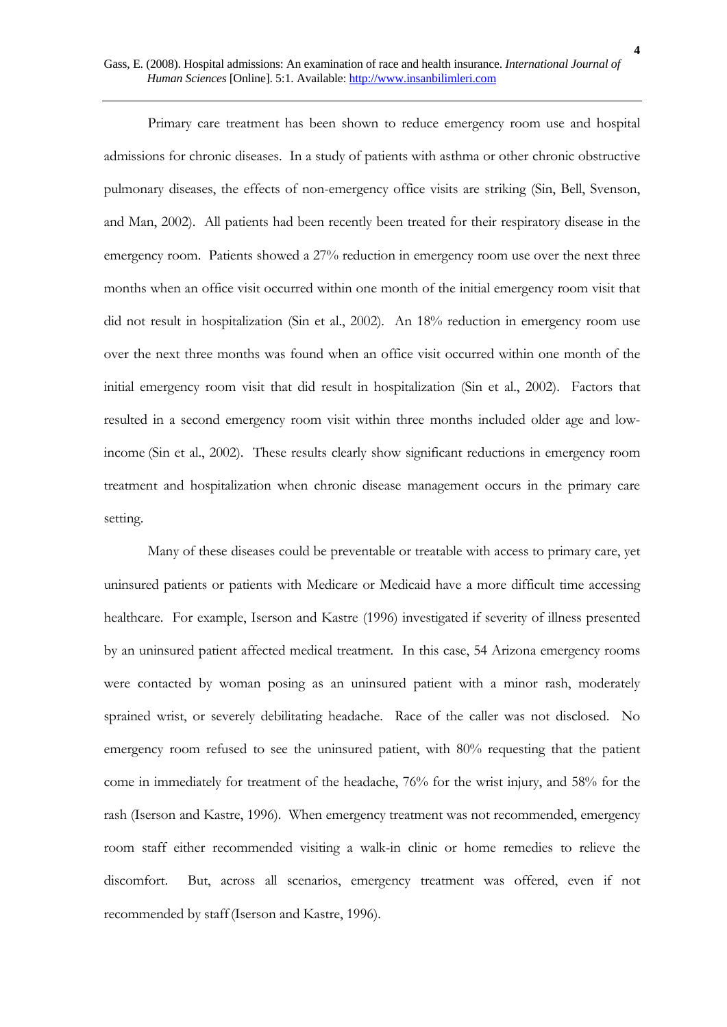Primary care treatment has been shown to reduce emergency room use and hospital admissions for chronic diseases. In a study of patients with asthma or other chronic obstructive pulmonary diseases, the effects of non-emergency office visits are striking (Sin, Bell, Svenson, and Man, 2002). All patients had been recently been treated for their respiratory disease in the emergency room. Patients showed a 27% reduction in emergency room use over the next three months when an office visit occurred within one month of the initial emergency room visit that did not result in hospitalization (Sin et al., 2002). An 18% reduction in emergency room use over the next three months was found when an office visit occurred within one month of the initial emergency room visit that did result in hospitalization (Sin et al., 2002). Factors that resulted in a second emergency room visit within three months included older age and low-income (Sin et al., 2002). These results clearly show significant reductions in emergency room treatment and hospitalization when chronic disease management occurs in the primary care setting.

Many of these diseases could be preventable or treatable with access to primary care, yet uninsured patients or patients with Medicare or Medicaid have a more difficult time accessing healthcare. For example, Iserson and Kastre (1996) investigated if severity of illness presented by an uninsured patient affected medical treatment. In this case, 54 Arizona emergency rooms were contacted by woman posing as an uninsured patient with a minor rash, moderately sprained wrist, or severely debilitating headache. Race of the caller was not disclosed. No emergency room refused to see the uninsured patient, with 80% requesting that the patient come in immediately for treatment of the headache, 76% for the wrist injury, and 58% for the rash (Iserson and Kastre, 1996). When emergency treatment was not recommended, emergency room staff either recommended visiting a walk-in clinic or home remedies to relieve the discomfort. But, across all scenarios, emergency treatment was offered, even if not recommended by staff (Iserson and Kastre, 1996).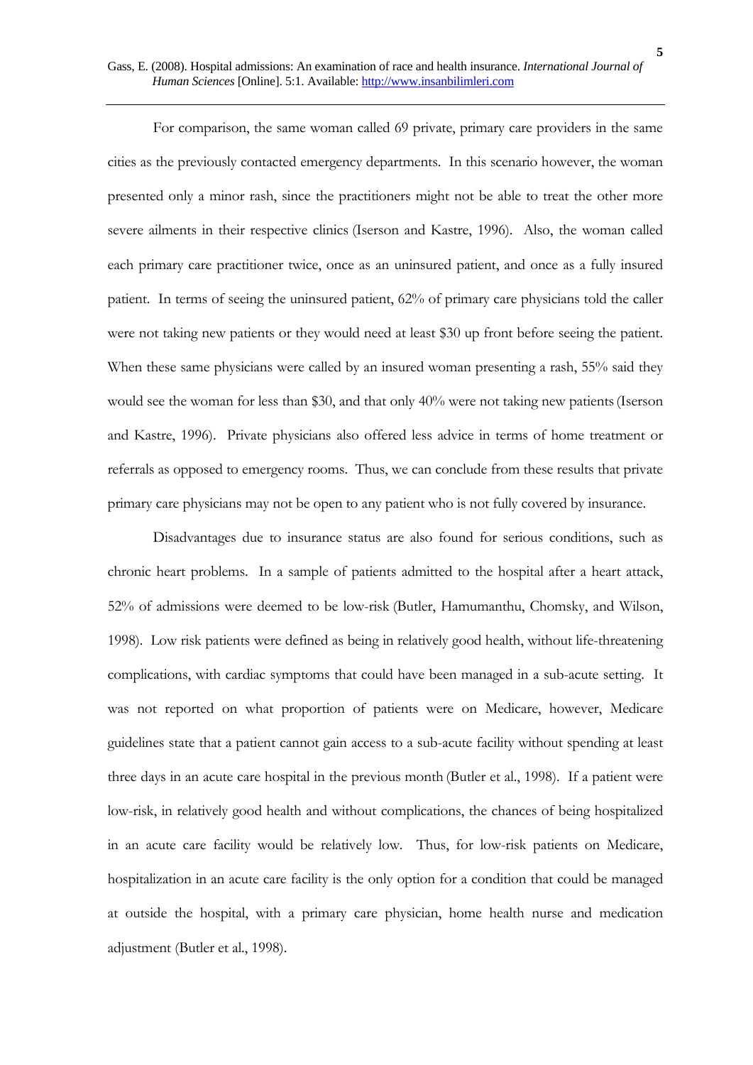For comparison, the same woman called 69 private, primary care providers in the same cities as the previously contacted emergency departments. In this scenario however, the woman presented only a minor rash, since the practitioners might not be able to treat the other more severe ailments in their respective clinics (Iserson and Kastre, 1996). Also, the woman called each primary care practitioner twice, once as an uninsured patient, and once as a fully insured patient. In terms of seeing the uninsured patient, 62% of primary care physicians told the caller were not taking new patients or they would need at least $30 up front before seeing the patient. When these same physicians were called by an insured woman presenting a rash, 55% said they would see the woman for less than $30, and that only 40% were not taking new patients (Iserson and Kastre, 1996). Private physicians also offered less advice in terms of home treatment or referrals as opposed to emergency rooms. Thus, we can conclude from these results that private primary care physicians may not be open to any patient who is not fully covered by insurance.

Disadvantages due to insurance status are also found for serious conditions, such as chronic heart problems. In a sample of patients admitted to the hospital after a heart attack, 52% of admissions were deemed to be low-risk (Butler, Hamumanthu, Chomsky, and Wilson, 1998). Low risk patients were defined as being in relatively good health, without life-threatening complications, with cardiac symptoms that could have been managed in a sub-acute setting. It was not reported on what proportion of patients were on Medicare, however, Medicare guidelines state that a patient cannot gain access to a sub-acute facility without spending at least three days in an acute care hospital in the previous month (Butler et al., 1998). If a patient were low-risk, in relatively good health and without complications, the chances of being hospitalized in an acute care facility would be relatively low. Thus, for low-risk patients on Medicare, hospitalization in an acute care facility is the only option for a condition that could be managed at outside the hospital, with a primary care physician, home health nurse and medication adjustment (Butler et al., 1998).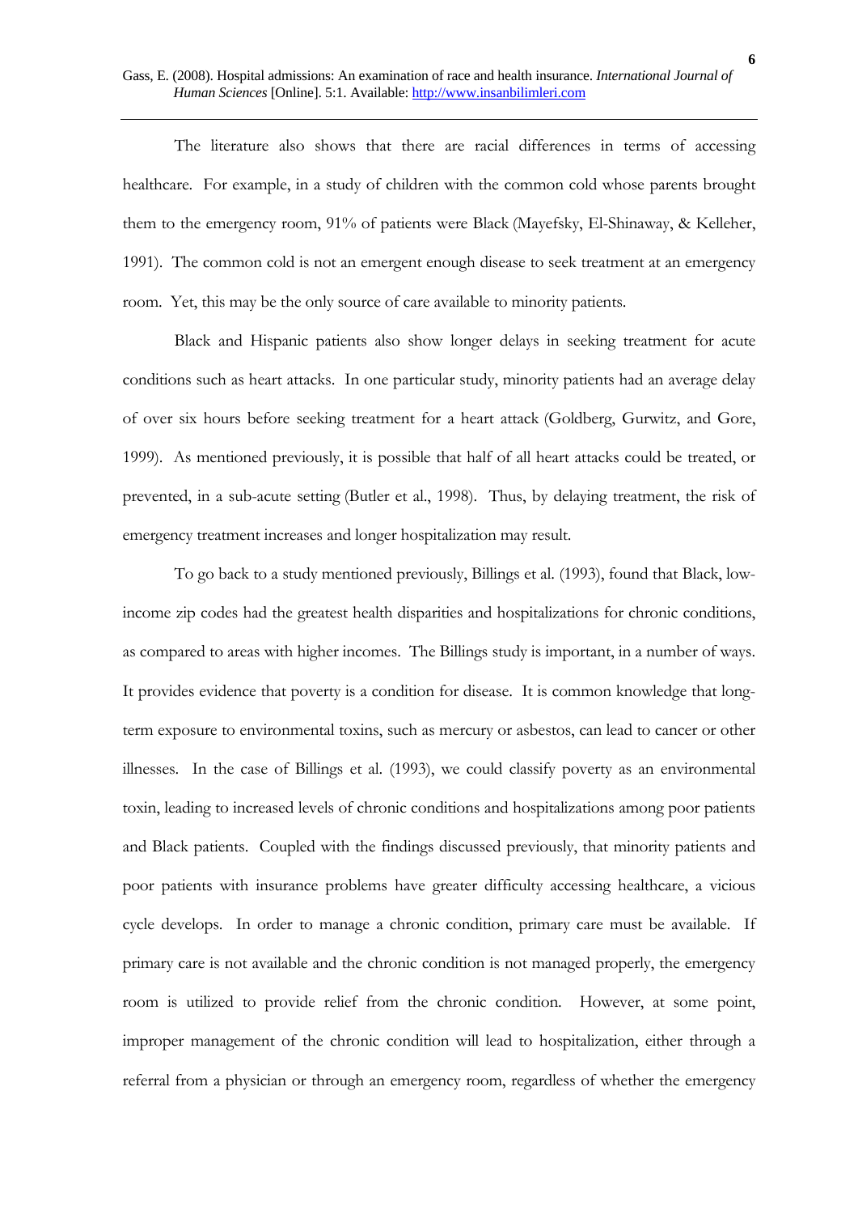The literature also shows that there are racial differences in terms of accessing healthcare. For example, in a study of children with the common cold whose parents brought them to the emergency room, 91% of patients were Black (Mayefsky, El-Shinaway, & Kelleher, 1991). The common cold is not an emergent enough disease to seek treatment at an emergency room. Yet, this may be the only source of care available to minority patients.

Black and Hispanic patients also show longer delays in seeking treatment for acute conditions such as heart attacks. In one particular study, minority patients had an average delay of over six hours before seeking treatment for a heart attack (Goldberg, Gurwitz, and Gore, 1999). As mentioned previously, it is possible that half of all heart attacks could be treated, or prevented, in a sub-acute setting (Butler et al., 1998). Thus, by delaying treatment, the risk of emergency treatment increases and longer hospitalization may result.

To go back to a study mentioned previously, Billings et al. (1993), found that Black, low-income zip codes had the greatest health disparities and hospitalizations for chronic conditions, as compared to areas with higher incomes. The Billings study is important, in a number of ways. It provides evidence that poverty is a condition for disease. It is common knowledge that long-term exposure to environmental toxins, such as mercury or asbestos, can lead to cancer or other illnesses. In the case of Billings et al. (1993), we could classify poverty as an environmental toxin, leading to increased levels of chronic conditions and hospitalizations among poor patients and Black patients. Coupled with the findings discussed previously, that minority patients and poor patients with insurance problems have greater difficulty accessing healthcare, a vicious cycle develops. In order to manage a chronic condition, primary care must be available. If primary care is not available and the chronic condition is not managed properly, the emergency room is utilized to provide relief from the chronic condition. However, at some point, improper management of the chronic condition will lead to hospitalization, either through a referral from a physician or through an emergency room, regardless of whether the emergency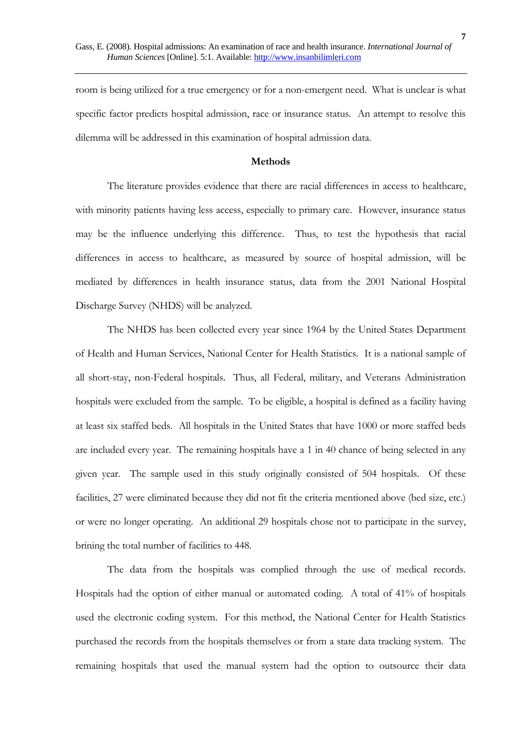room is being utilized for a true emergency or for a non-emergent need. What is unclear is what specific factor predicts hospital admission, race or insurance status. An attempt to resolve this dilemma will be addressed in this examination of hospital admission data.

## Methods

The literature provides evidence that there are racial differences in access to healthcare, with minority patients having less access, especially to primary care. However, insurance status may be the influence underlying this difference. Thus, to test the hypothesis that racial differences in access to healthcare, as measured by source of hospital admission, will be mediated by differences in health insurance status, data from the 2001 National Hospital Discharge Survey (NHDS) will be analyzed.

The NHDS has been collected every year since 1964 by the United States Department of Health and Human Services, National Center for Health Statistics. It is a national sample of all short-stay, non-Federal hospitals. Thus, all Federal, military, and Veterans Administration hospitals were excluded from the sample. To be eligible, a hospital is defined as a facility having at least six staffed beds. All hospitals in the United States that have 1000 or more staffed beds are included every year. The remaining hospitals have a 1 in 40 chance of being selected in any given year. The sample used in this study originally consisted of 504 hospitals. Of these facilities, 27 were eliminated because they did not fit the criteria mentioned above (bed size, etc.) or were no longer operating. An additional 29 hospitals chose not to participate in the survey, brining the total number of facilities to 448.

The data from the hospitals was complied through the use of medical records. Hospitals had the option of either manual or automated coding. A total of 41% of hospitals used the electronic coding system. For this method, the National Center for Health Statistics purchased the records from the hospitals themselves or from a state data tracking system. The remaining hospitals that used the manual system had the option to outsource their data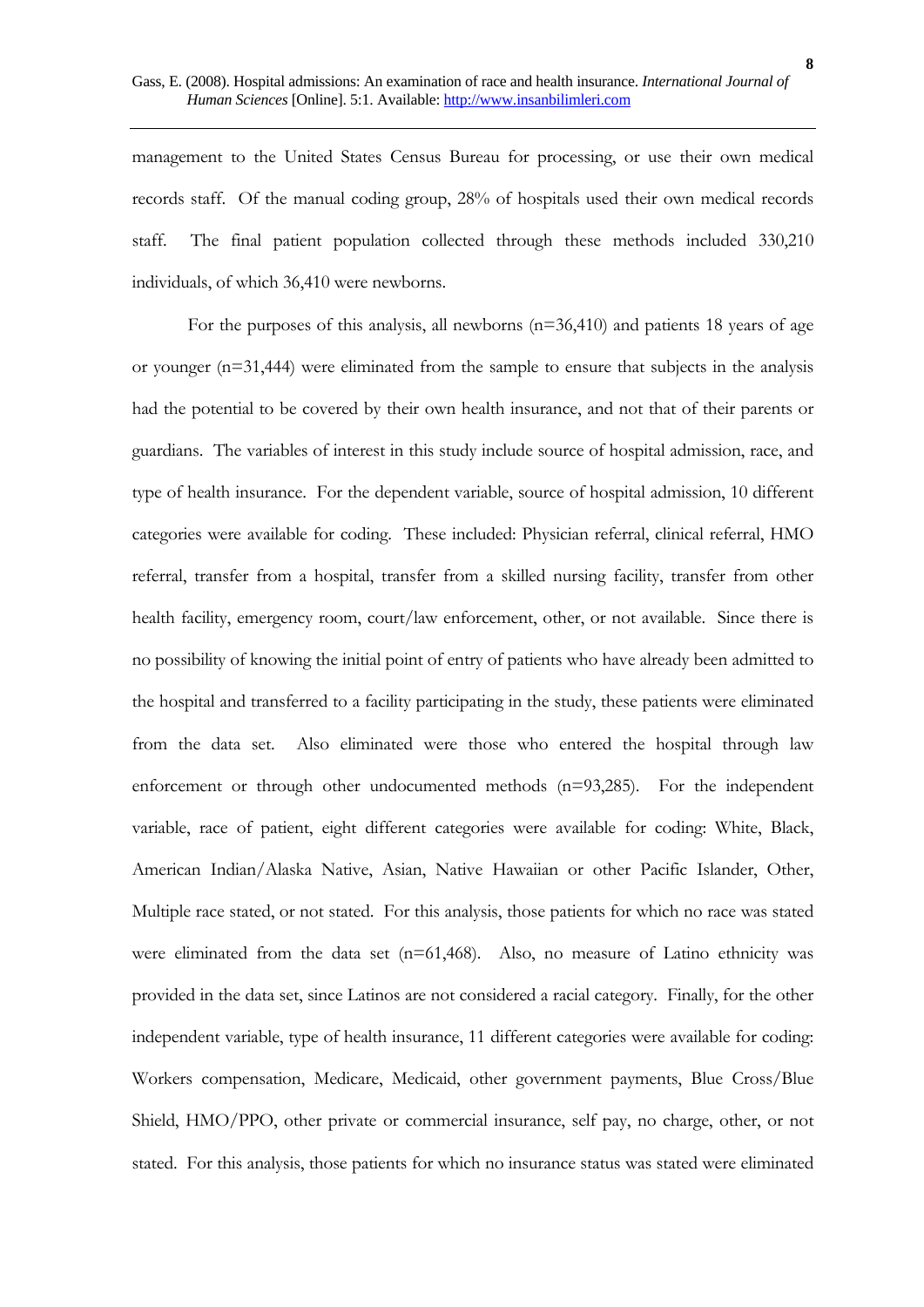management to the United States Census Bureau for processing, or use their own medical records staff. Of the manual coding group, 28% of hospitals used their own medical records staff. The final patient population collected through these methods included 330,210 individuals, of which 36,410 were newborns.

For the purposes of this analysis, all newborns (n=36,410) and patients 18 years of age or younger (n=31,444) were eliminated from the sample to ensure that subjects in the analysis had the potential to be covered by their own health insurance, and not that of their parents or guardians. The variables of interest in this study include source of hospital admission, race, and type of health insurance. For the dependent variable, source of hospital admission, 10 different categories were available for coding. These included: Physician referral, clinical referral, HMO referral, transfer from a hospital, transfer from a skilled nursing facility, transfer from other health facility, emergency room, court/law enforcement, other, or not available. Since there is no possibility of knowing the initial point of entry of patients who have already been admitted to the hospital and transferred to a facility participating in the study, these patients were eliminated from the data set. Also eliminated were those who entered the hospital through law enforcement or through other undocumented methods (n=93,285). For the independent variable, race of patient, eight different categories were available for coding: White, Black, American Indian/Alaska Native, Asian, Native Hawaiian or other Pacific Islander, Other, Multiple race stated, or not stated. For this analysis, those patients for which no race was stated were eliminated from the data set (n=61,468). Also, no measure of Latino ethnicity was provided in the data set, since Latinos are not considered a racial category. Finally, for the other independent variable, type of health insurance, 11 different categories were available for coding: Workers compensation, Medicare, Medicaid, other government payments, Blue Cross/Blue Shield, HMO/PPO, other private or commercial insurance, self pay, no charge, other, or not stated. For this analysis, those patients for which no insurance status was stated were eliminated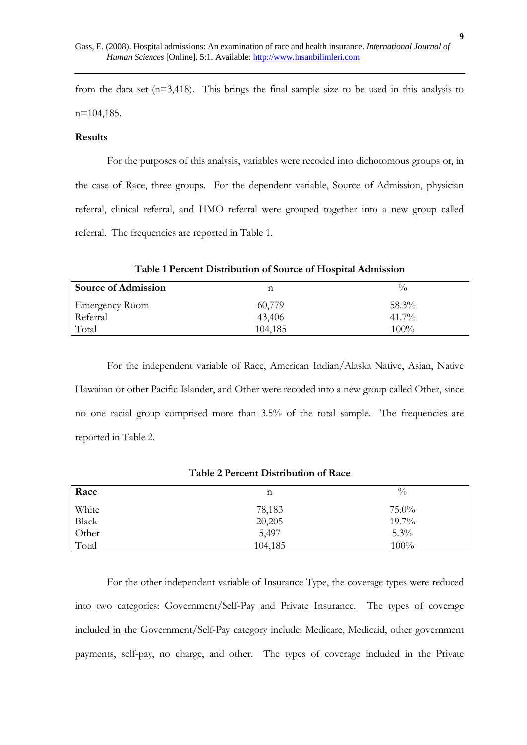from the data set (n=3,418). This brings the final sample size to be used in this analysis to n=104,185.

**Results**

For the purposes of this analysis, variables were recoded into dichotomous groups or, in the case of Race, three groups. For the dependent variable, Source of Admission, physician referral, clinical referral, and HMO referral were grouped together into a new group called referral. The frequencies are reported in Table 1.

**Table 1 Percent Distribution of Source of Hospital Admission**

| **Source of Admission** | n | % |
|---|---|---|
| Emergency Room | 60,779 | 58.3% |
| Referral | 43,406 | 41.7% |
| Total | 104,185 | 100% |

For the independent variable of Race, American Indian/Alaska Native, Asian, Native Hawaiian or other Pacific Islander, and Other were recoded into a new group called Other, since no one racial group comprised more than 3.5% of the total sample. The frequencies are reported in Table 2.

**Table 2 Percent Distribution of Race**

| **Race** | n | % |
|---|---|---|
| White | 78,183 | 75.0% |
| Black | 20,205 | 19.7% |
| Other | 5,497 | 5.3% |
| Total | 104,185 | 100% |

For the other independent variable of Insurance Type, the coverage types were reduced into two categories: Government/Self-Pay and Private Insurance. The types of coverage included in the Government/Self-Pay category include: Medicare, Medicaid, other government payments, self-pay, no charge, and other. The types of coverage included in the Private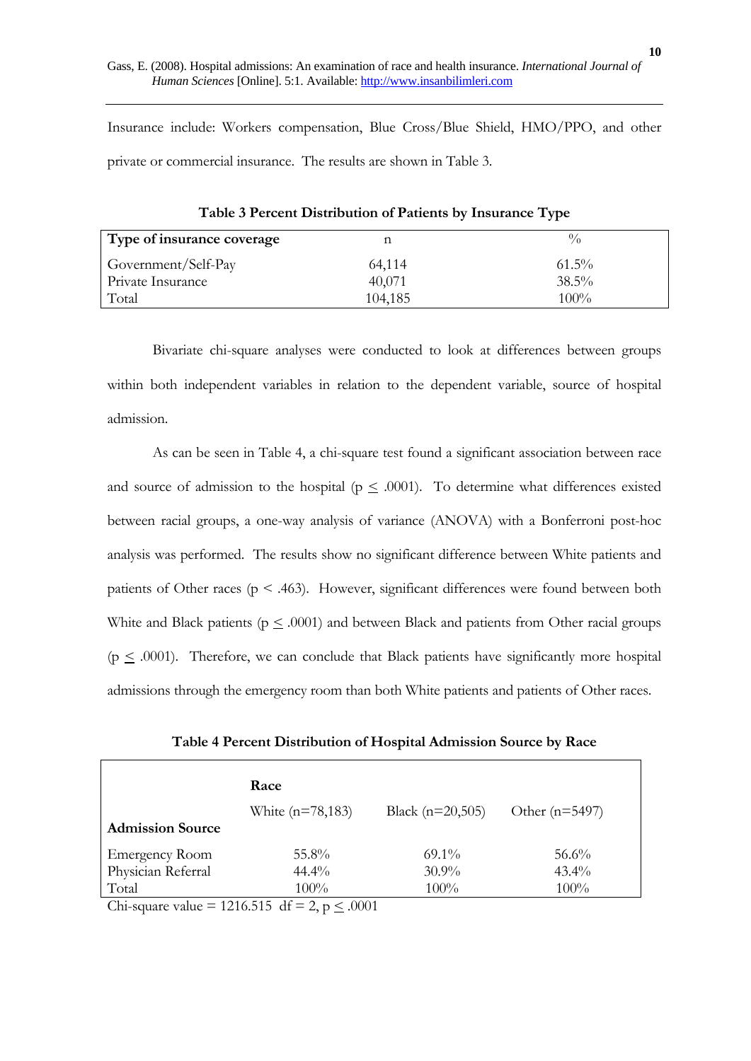Insurance include: Workers compensation, Blue Cross/Blue Shield, HMO/PPO, and other private or commercial insurance. The results are shown in Table 3.

**Table 3 Percent Distribution of Patients by Insurance Type**

| Type of insurance coverage | n | % |
|---|---|---|
| Government/Self-Pay | 64,114 | 61.5% |
| Private Insurance | 40,071 | 38.5% |
| Total | 104,185 | 100% |

Bivariate chi-square analyses were conducted to look at differences between groups within both independent variables in relation to the dependent variable, source of hospital admission.

As can be seen in Table 4, a chi-square test found a significant association between race and source of admission to the hospital ($p \leq .0001$). To determine what differences existed between racial groups, a one-way analysis of variance (ANOVA) with a Bonferroni post-hoc analysis was performed. The results show no significant difference between White patients and patients of Other races ($p < .463$). However, significant differences were found between both White and Black patients ($p \leq .0001$) and between Black and patients from Other racial groups ($p \leq .0001$). Therefore, we can conclude that Black patients have significantly more hospital admissions through the emergency room than both White patients and patients of Other races.

**Table 4 Percent Distribution of Hospital Admission Source by Race**

| | Race | | |
|---|---|---|---|
| **Admission Source** | White (n=78,183) | Black (n=20,505) | Other (n=5497) |
| Emergency Room | 55.8% | 69.1% | 56.6% |
| Physician Referral | 44.4% | 30.9% | 43.4% |
| Total | 100% | 100% | 100% |

Chi-square value = 1216.515 df = 2, $p \leq .0001$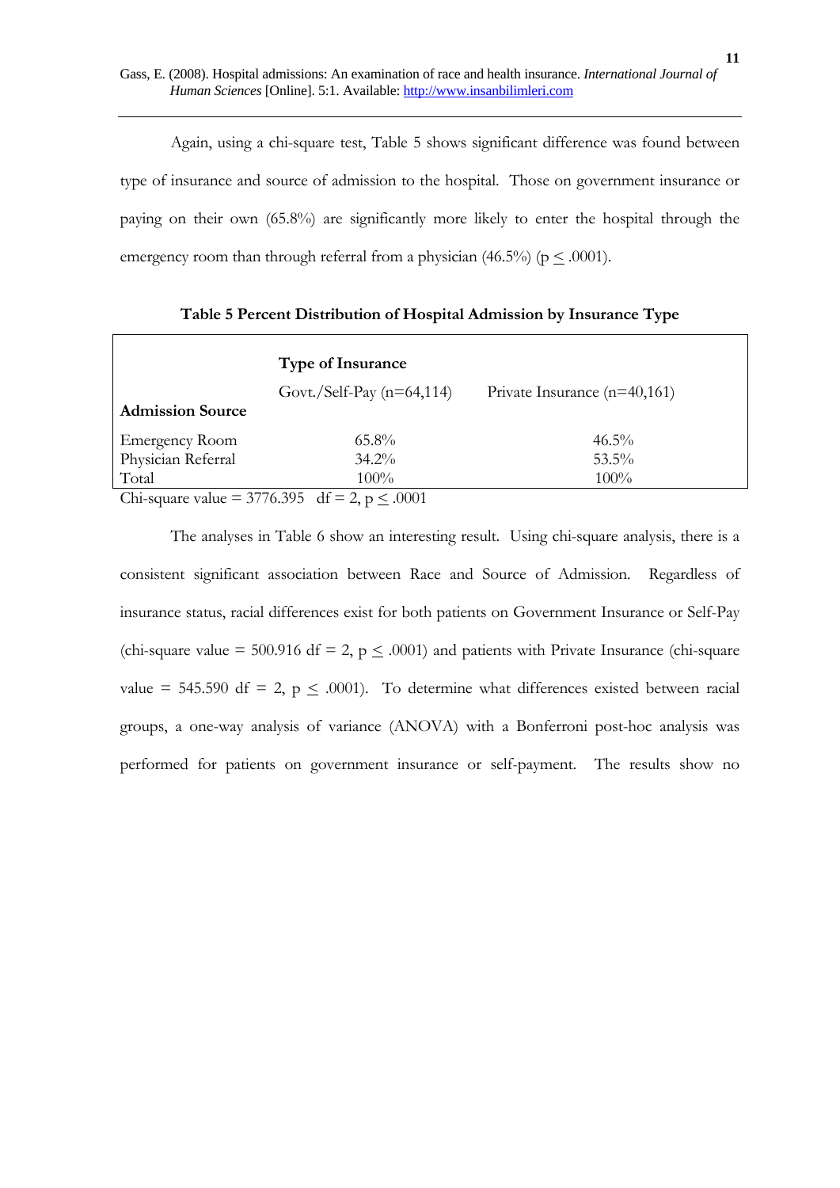Again, using a chi-square test, Table 5 shows significant difference was found between type of insurance and source of admission to the hospital. Those on government insurance or paying on their own (65.8%) are significantly more likely to enter the hospital through the emergency room than through referral from a physician (46.5%) ($p \leq .0001$).

**Table 5 Percent Distribution of Hospital Admission by Insurance Type**

| | **Type of Insurance** | |
|---|---|---|
| **Admission Source** | Govt./Self-Pay (n=64,114) | Private Insurance (n=40,161) |
| Emergency Room | 65.8% | 46.5% |
| Physician Referral | 34.2% | 53.5% |
| Total | 100% | 100% |

Chi-square value = 3776.395 df = 2, $p \leq .0001$

The analyses in Table 6 show an interesting result. Using chi-square analysis, there is a consistent significant association between Race and Source of Admission. Regardless of insurance status, racial differences exist for both patients on Government Insurance or Self-Pay (chi-square value = 500.916 df = 2, $p \leq .0001$) and patients with Private Insurance (chi-square value = 545.590 df = 2, $p \leq .0001$). To determine what differences existed between racial groups, a one-way analysis of variance (ANOVA) with a Bonferroni post-hoc analysis was performed for patients on government insurance or self-payment. The results show no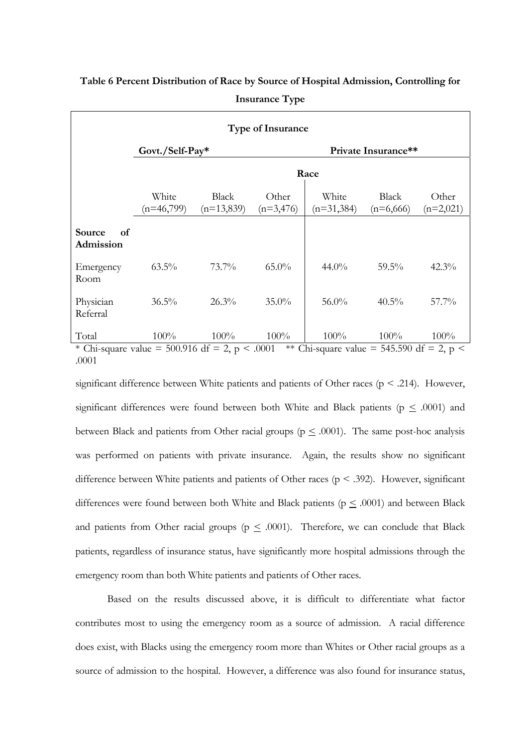**Table 6 Percent Distribution of Race by Source of Hospital Admission, Controlling for Insurance Type**

| | Type of Insurance | | | | | |
|---|---|---|---|---|---|---|
| | Govt./Self-Pay* | | | Private Insurance** | | |
| | Race | | | | | |
| | White (n=46,799) | Black (n=13,839) | Other (n=3,476) | White (n=31,384) | Black (n=6,666) | Other (n=2,021) |
| **Source of Admission** | | | | | | |
| Emergency Room | 63.5% | 73.7% | 65.0% | 44.0% | 59.5% | 42.3% |
| Physician Referral | 36.5% | 26.3% | 35.0% | 56.0% | 40.5% | 57.7% |
| Total | 100% | 100% | 100% | 100% | 100% | 100% |

\* Chi-square value = 500.916 df = 2, $p < .0001$ ** Chi-square value = 545.590 df = 2, $p < .0001$

significant difference between White patients and patients of Other races ($p < .214$). However, significant differences were found between both White and Black patients ($p \leq .0001$) and between Black and patients from Other racial groups ($p \leq .0001$). The same post-hoc analysis was performed on patients with private insurance. Again, the results show no significant difference between White patients and patients of Other races ($p < .392$). However, significant differences were found between both White and Black patients ($p \leq .0001$) and between Black and patients from Other racial groups ($p \leq .0001$). Therefore, we can conclude that Black patients, regardless of insurance status, have significantly more hospital admissions through the emergency room than both White patients and patients of Other races.

Based on the results discussed above, it is difficult to differentiate what factor contributes most to using the emergency room as a source of admission. A racial difference does exist, with Blacks using the emergency room more than Whites or Other racial groups as a source of admission to the hospital. However, a difference was also found for insurance status,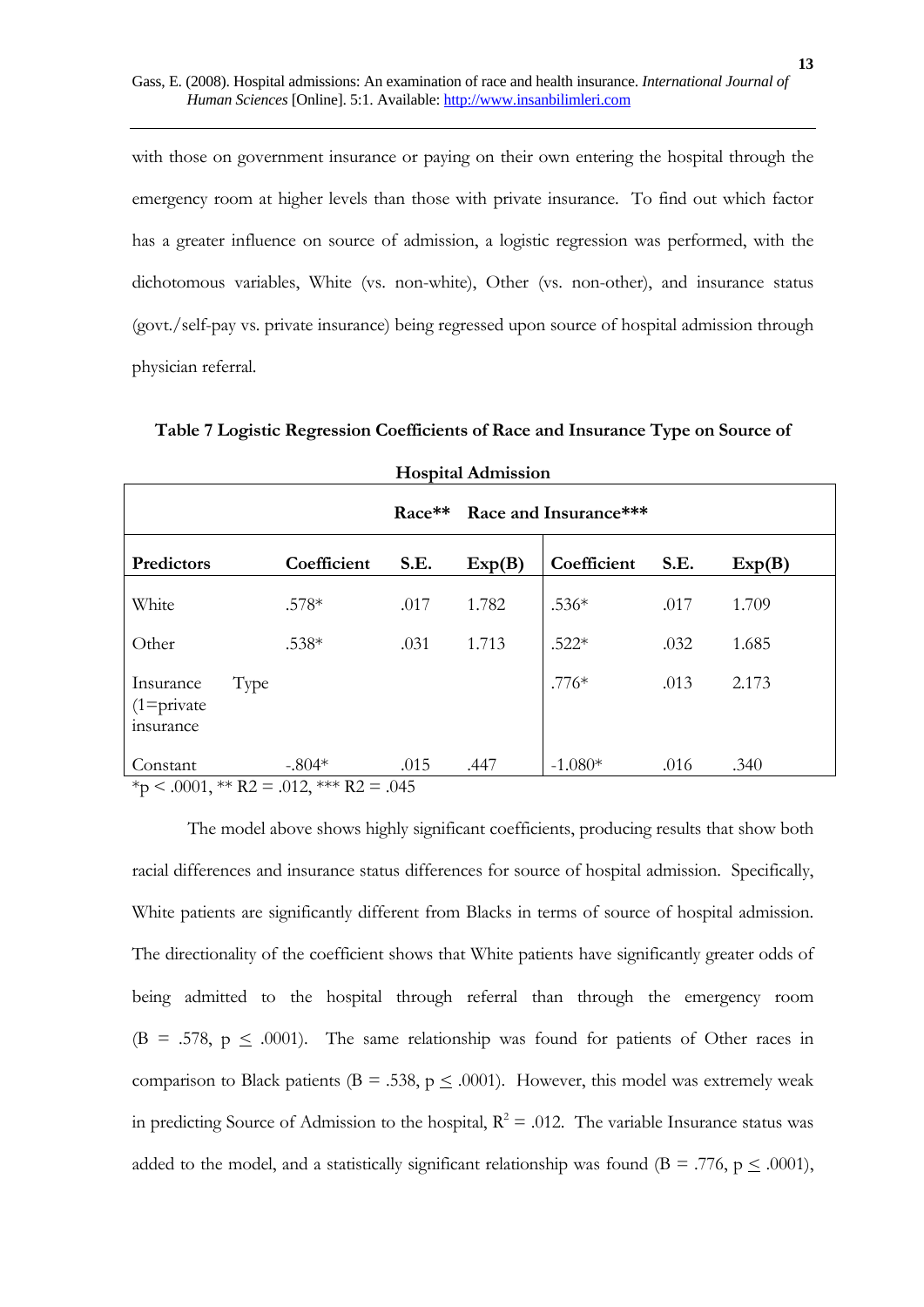with those on government insurance or paying on their own entering the hospital through the emergency room at higher levels than those with private insurance. To find out which factor has a greater influence on source of admission, a logistic regression was performed, with the dichotomous variables, White (vs. non-white), Other (vs. non-other), and insurance status (govt./self-pay vs. private insurance) being regressed upon source of hospital admission through physician referral.

**Table 7 Logistic Regression Coefficients of Race and Insurance Type on Source of Hospital Admission**

| | Race** | | | Race and Insurance*** | | |
|---|---|---|---|---|---|---|
| **Predictors** | **Coefficient** | **S.E.** | **Exp(B)** | **Coefficient** | **S.E.** | **Exp(B)** |
| White | .578* | .017 | 1.782 | .536* | .017 | 1.709 |
| Other | .538* | .031 | 1.713 | .522* | .032 | 1.685 |
| Insurance Type (1=private insurance | | | | .776* | .013 | 2.173 |
| Constant | -.804* | .015 | .447 | -1.080* | .016 | .340 |

*p < .0001, ** R2 = .012, *** R2 = .045

The model above shows highly significant coefficients, producing results that show both racial differences and insurance status differences for source of hospital admission. Specifically, White patients are significantly different from Blacks in terms of source of hospital admission. The directionality of the coefficient shows that White patients have significantly greater odds of being admitted to the hospital through referral than through the emergency room ($B = .578$, $p \leq .0001$). The same relationship was found for patients of Other races in comparison to Black patients ($B = .538$, $p \leq .0001$). However, this model was extremely weak in predicting Source of Admission to the hospital, $R^2 = .012$. The variable Insurance status was added to the model, and a statistically significant relationship was found ($B = .776$, $p \leq .0001$),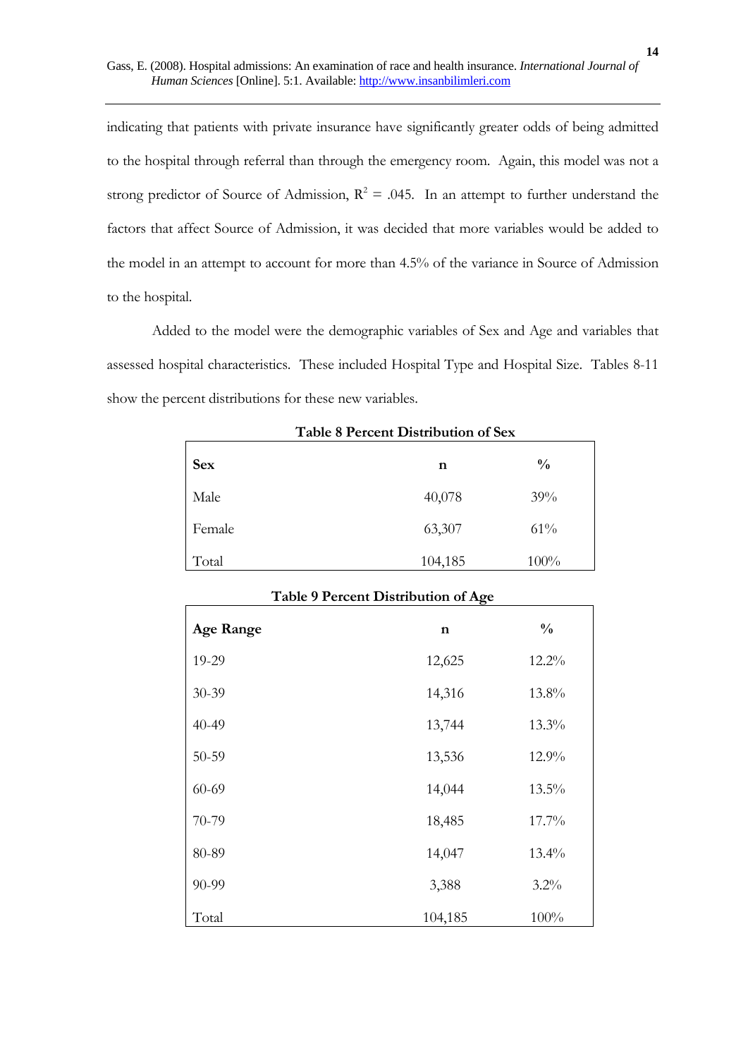indicating that patients with private insurance have significantly greater odds of being admitted to the hospital through referral than through the emergency room. Again, this model was not a strong predictor of Source of Admission, $R^2 = .045$. In an attempt to further understand the factors that affect Source of Admission, it was decided that more variables would be added to the model in an attempt to account for more than 4.5% of the variance in Source of Admission to the hospital.

Added to the model were the demographic variables of Sex and Age and variables that assessed hospital characteristics. These included Hospital Type and Hospital Size. Tables 8-11 show the percent distributions for these new variables.

**Table 8 Percent Distribution of Sex**

| **Sex** | **n** | **%** |
|---|---|---|
| Male | 40,078 | 39% |
| Female | 63,307 | 61% |
| Total | 104,185 | 100% |

**Table 9 Percent Distribution of Age**

| **Age Range** | **n** | **%** |
|---|---|---|
| 19-29 | 12,625 | 12.2% |
| 30-39 | 14,316 | 13.8% |
| 40-49 | 13,744 | 13.3% |
| 50-59 | 13,536 | 12.9% |
| 60-69 | 14,044 | 13.5% |
| 70-79 | 18,485 | 17.7% |
| 80-89 | 14,047 | 13.4% |
| 90-99 | 3,388 | 3.2% |
| Total | 104,185 | 100% |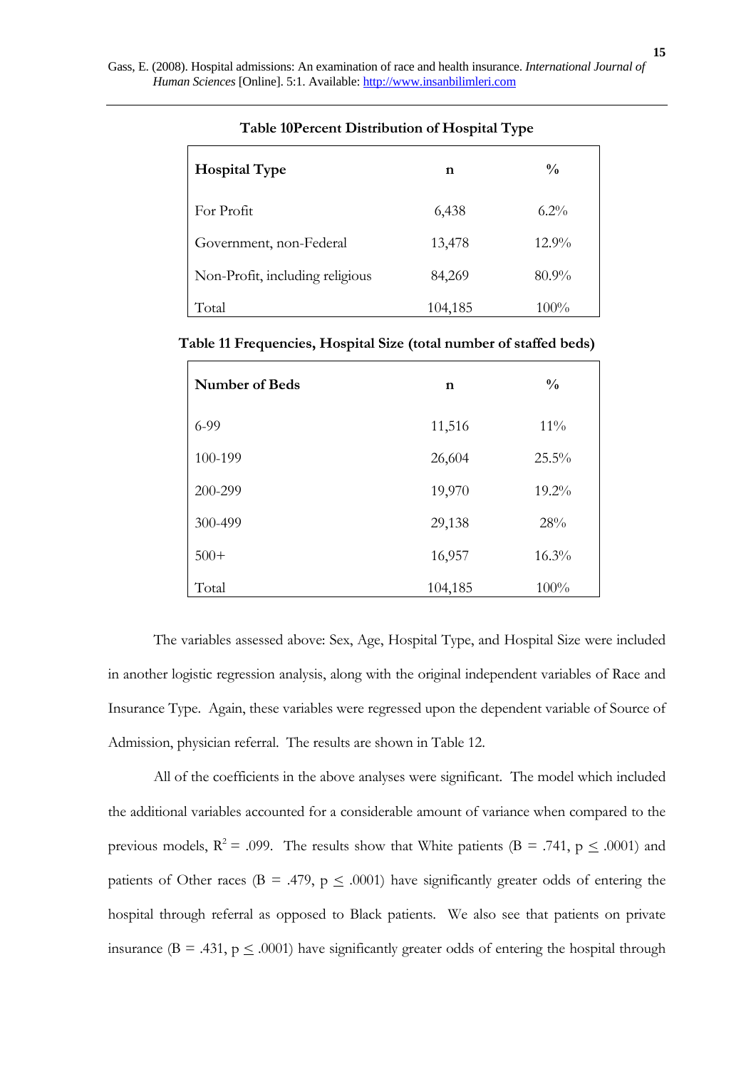**Table 10Percent Distribution of Hospital Type**

| Hospital Type | n | % |
|---|---|---|
| For Profit | 6,438 | 6.2% |
| Government, non-Federal | 13,478 | 12.9% |
| Non-Profit, including religious | 84,269 | 80.9% |
| Total | 104,185 | 100% |

**Table 11 Frequencies, Hospital Size (total number of staffed beds)**

| Number of Beds | n | % |
|---|---|---|
| 6-99 | 11,516 | 11% |
| 100-199 | 26,604 | 25.5% |
| 200-299 | 19,970 | 19.2% |
| 300-499 | 29,138 | 28% |
| 500+ | 16,957 | 16.3% |
| Total | 104,185 | 100% |

The variables assessed above: Sex, Age, Hospital Type, and Hospital Size were included in another logistic regression analysis, along with the original independent variables of Race and Insurance Type. Again, these variables were regressed upon the dependent variable of Source of Admission, physician referral. The results are shown in Table 12.

All of the coefficients in the above analyses were significant. The model which included the additional variables accounted for a considerable amount of variance when compared to the previous models, $R^2 = .099$. The results show that White patients ($B = .741$, $p \leq .0001$) and patients of Other races ($B = .479$, $p \leq .0001$) have significantly greater odds of entering the hospital through referral as opposed to Black patients. We also see that patients on private insurance ($B = .431$, $p \leq .0001$) have significantly greater odds of entering the hospital through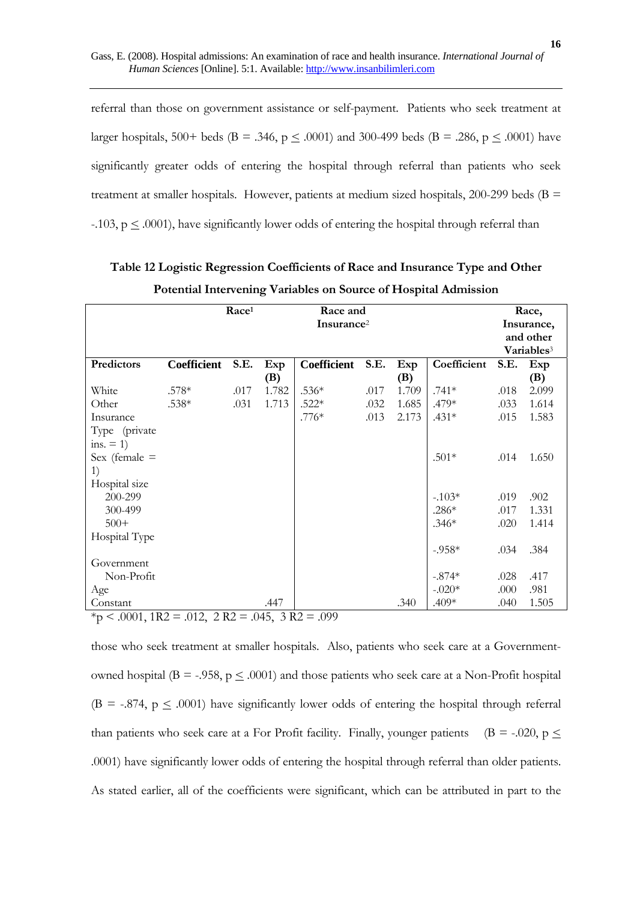referral than those on government assistance or self-payment. Patients who seek treatment at larger hospitals, 500+ beds (B = .346, p ≤ .0001) and 300-499 beds (B = .286, p ≤ .0001) have significantly greater odds of entering the hospital through referral than patients who seek treatment at smaller hospitals. However, patients at medium sized hospitals, 200-299 beds (B = -.103, p ≤ .0001), have significantly lower odds of entering the hospital through referral than

**Table 12 Logistic Regression Coefficients of Race and Insurance Type and Other Potential Intervening Variables on Source of Hospital Admission**

| | Race[1] | | | Race and Insurance[2] | | | Race, Insurance, and other Variables[3] | | |
|---|---|---|---|---|---|---|---|---|---|
| **Predictors** | **Coefficient** | **S.E.** | **Exp (B)** | **Coefficient** | **S.E.** | **Exp (B)** | **Coefficient** | **S.E.** | **Exp (B)** |
| White | .578* | .017 | 1.782 | .536* | .017 | 1.709 | .741* | .018 | 2.099 |
| Other | .538* | .031 | 1.713 | .522* | .032 | 1.685 | .479* | .033 | 1.614 |
| Insurance Type (private ins. = 1) | | | | .776* | .013 | 2.173 | .431* | .015 | 1.583 |
| Sex (female = 1) | | | | | | | .501* | .014 | 1.650 |
| Hospital size | | | | | | | | | |
| 200-299 | | | | | | | -.103* | .019 | .902 |
| 300-499 | | | | | | | .286* | .017 | 1.331 |
| 500+ | | | | | | | .346* | .020 | 1.414 |
| Hospital Type Government | | | | | | | -.958* | .034 | .384 |
| Non-Profit | | | | | | | -.874* | .028 | .417 |
| Age | | | | | | | -.020* | .000 | .981 |
| Constant | | | .447 | | | .340 | .409* | .040 | 1.505 |

*p < .0001, 1R2 = .012, 2 R2 = .045, 3 R2 = .099

those who seek treatment at smaller hospitals. Also, patients who seek care at a Government-owned hospital (B = -.958, p ≤ .0001) and those patients who seek care at a Non-Profit hospital (B = -.874, p ≤ .0001) have significantly lower odds of entering the hospital through referral than patients who seek care at a For Profit facility. Finally, younger patients (B = -.020, p ≤ .0001) have significantly lower odds of entering the hospital through referral than older patients. As stated earlier, all of the coefficients were significant, which can be attributed in part to the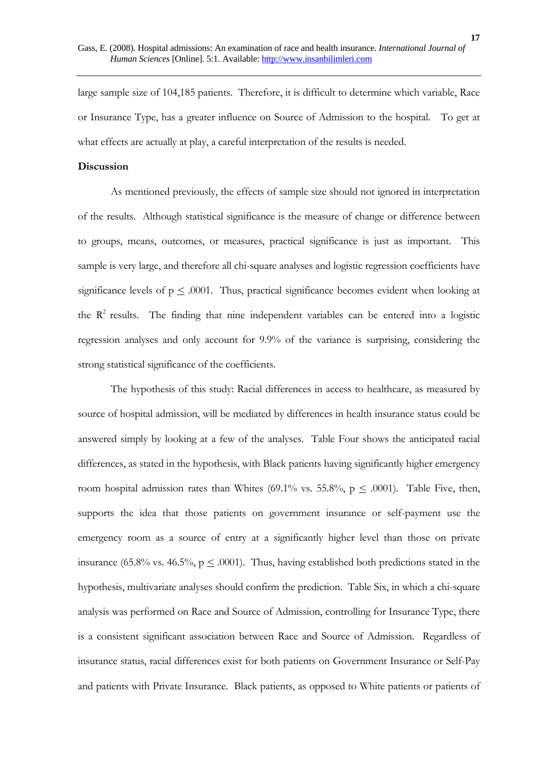large sample size of 104,185 patients. Therefore, it is difficult to determine which variable, Race or Insurance Type, has a greater influence on Source of Admission to the hospital. To get at what effects are actually at play, a careful interpretation of the results is needed.

**Discussion**

As mentioned previously, the effects of sample size should not ignored in interpretation of the results. Although statistical significance is the measure of change or difference between to groups, means, outcomes, or measures, practical significance is just as important. This sample is very large, and therefore all chi-square analyses and logistic regression coefficients have significance levels of $p \leq .0001$. Thus, practical significance becomes evident when looking at the $R^2$ results. The finding that nine independent variables can be entered into a logistic regression analyses and only account for 9.9% of the variance is surprising, considering the strong statistical significance of the coefficients.

The hypothesis of this study: Racial differences in access to healthcare, as measured by source of hospital admission, will be mediated by differences in health insurance status could be answered simply by looking at a few of the analyses. Table Four shows the anticipated racial differences, as stated in the hypothesis, with Black patients having significantly higher emergency room hospital admission rates than Whites (69.1% vs. 55.8%, $p \leq .0001$). Table Five, then, supports the idea that those patients on government insurance or self-payment use the emergency room as a source of entry at a significantly higher level than those on private insurance (65.8% vs. 46.5%, $p \leq .0001$). Thus, having established both predictions stated in the hypothesis, multivariate analyses should confirm the prediction. Table Six, in which a chi-square analysis was performed on Race and Source of Admission, controlling for Insurance Type, there is a consistent significant association between Race and Source of Admission. Regardless of insurance status, racial differences exist for both patients on Government Insurance or Self-Pay and patients with Private Insurance. Black patients, as opposed to White patients or patients of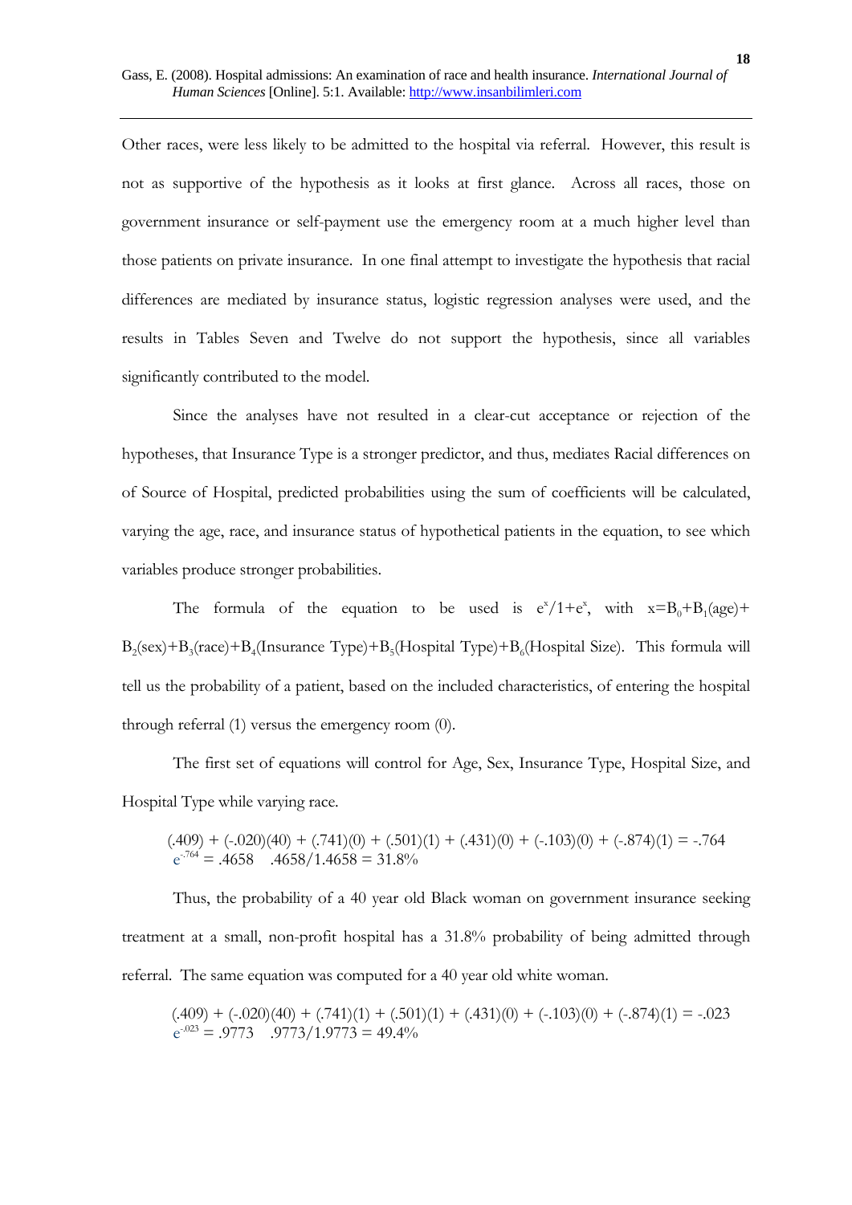Other races, were less likely to be admitted to the hospital via referral. However, this result is not as supportive of the hypothesis as it looks at first glance. Across all races, those on government insurance or self-payment use the emergency room at a much higher level than those patients on private insurance. In one final attempt to investigate the hypothesis that racial differences are mediated by insurance status, logistic regression analyses were used, and the results in Tables Seven and Twelve do not support the hypothesis, since all variables significantly contributed to the model.

Since the analyses have not resulted in a clear-cut acceptance or rejection of the hypotheses, that Insurance Type is a stronger predictor, and thus, mediates Racial differences on of Source of Hospital, predicted probabilities using the sum of coefficients will be calculated, varying the age, race, and insurance status of hypothetical patients in the equation, to see which variables produce stronger probabilities.

The formula of the equation to be used is $e^x/1+e^x$, with $x=B_0+B_1(\text{age})+B_2(\text{sex})+B_3(\text{race})+B_4(\text{Insurance Type})+B_5(\text{Hospital Type})+B_6(\text{Hospital Size})$. This formula will tell us the probability of a patient, based on the included characteristics, of entering the hospital through referral (1) versus the emergency room (0).

The first set of equations will control for Age, Sex, Insurance Type, Hospital Size, and Hospital Type while varying race.

$$(.409) + (-.020)(40) + (.741)(0) + (.501)(1) + (.431)(0) + (-.103)(0) + (-.874)(1) = -.764$$
$$e^{-.764} = .4658 \quad .4658/1.4658 = 31.8\%$$

Thus, the probability of a 40 year old Black woman on government insurance seeking treatment at a small, non-profit hospital has a 31.8% probability of being admitted through referral. The same equation was computed for a 40 year old white woman.

$$(.409) + (-.020)(40) + (.741)(1) + (.501)(1) + (.431)(0) + (-.103)(0) + (-.874)(1) = -.023$$
$$e^{-.023} = .9773 \quad .9773/1.9773 = 49.4\%$$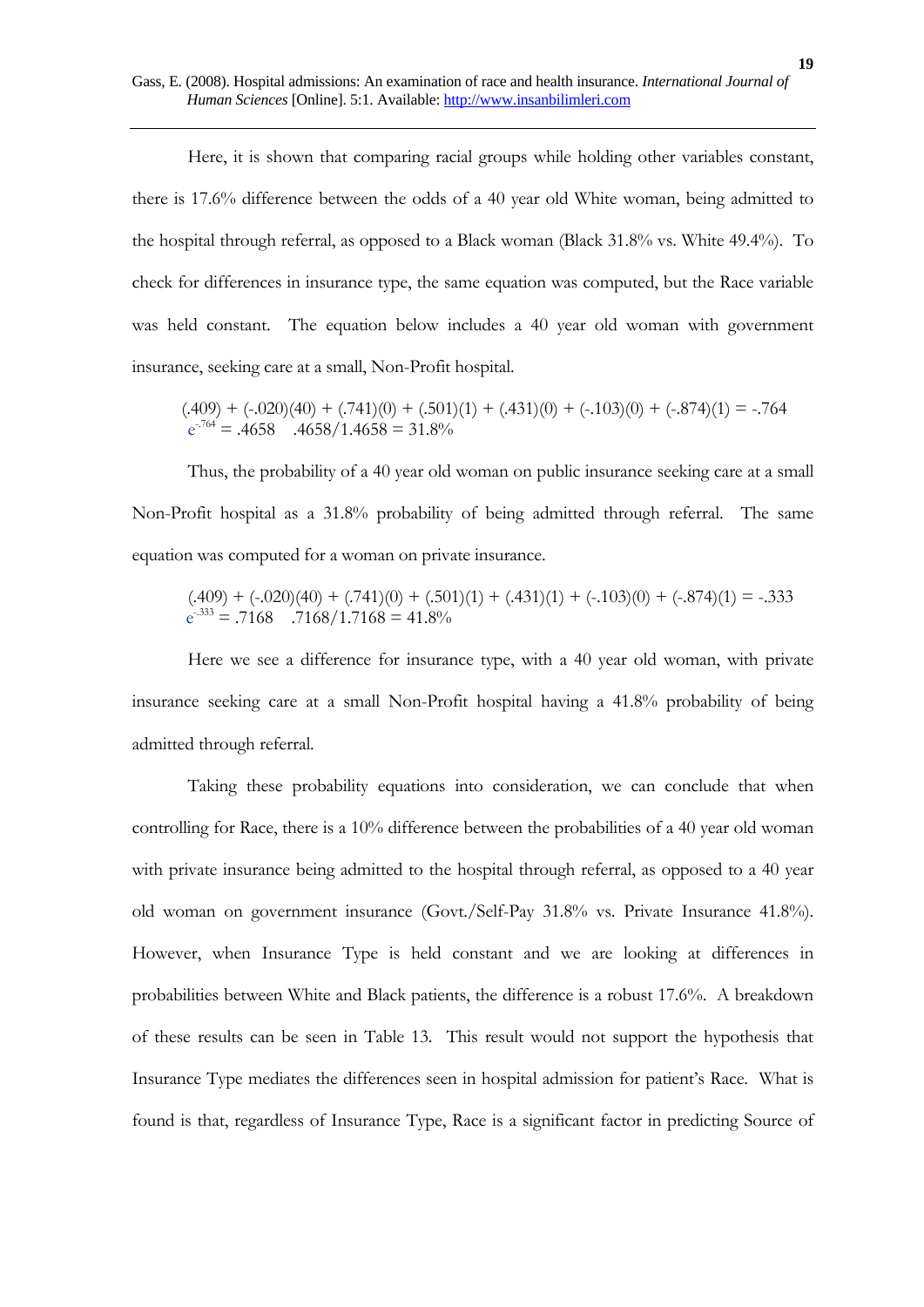Here, it is shown that comparing racial groups while holding other variables constant, there is 17.6% difference between the odds of a 40 year old White woman, being admitted to the hospital through referral, as opposed to a Black woman (Black 31.8% vs. White 49.4%). To check for differences in insurance type, the same equation was computed, but the Race variable was held constant. The equation below includes a 40 year old woman with government insurance, seeking care at a small, Non-Profit hospital.

$$(.409) + (-.020)(40) + (.741)(0) + (.501)(1) + (.431)(0) + (-.103)(0) + (-.874)(1) = -.764$$

$$e^{-.764} = .4658 \quad .4658/1.4658 = 31.8\%$$

Thus, the probability of a 40 year old woman on public insurance seeking care at a small Non-Profit hospital as a 31.8% probability of being admitted through referral. The same equation was computed for a woman on private insurance.

$$(.409) + (-.020)(40) + (.741)(0) + (.501)(1) + (.431)(1) + (-.103)(0) + (-.874)(1) = -.333$$

$$e^{-.333} = .7168 \quad .7168/1.7168 = 41.8\%$$

Here we see a difference for insurance type, with a 40 year old woman, with private insurance seeking care at a small Non-Profit hospital having a 41.8% probability of being admitted through referral.

Taking these probability equations into consideration, we can conclude that when controlling for Race, there is a 10% difference between the probabilities of a 40 year old woman with private insurance being admitted to the hospital through referral, as opposed to a 40 year old woman on government insurance (Govt./Self-Pay 31.8% vs. Private Insurance 41.8%). However, when Insurance Type is held constant and we are looking at differences in probabilities between White and Black patients, the difference is a robust 17.6%. A breakdown of these results can be seen in Table 13. This result would not support the hypothesis that Insurance Type mediates the differences seen in hospital admission for patient's Race. What is found is that, regardless of Insurance Type, Race is a significant factor in predicting Source of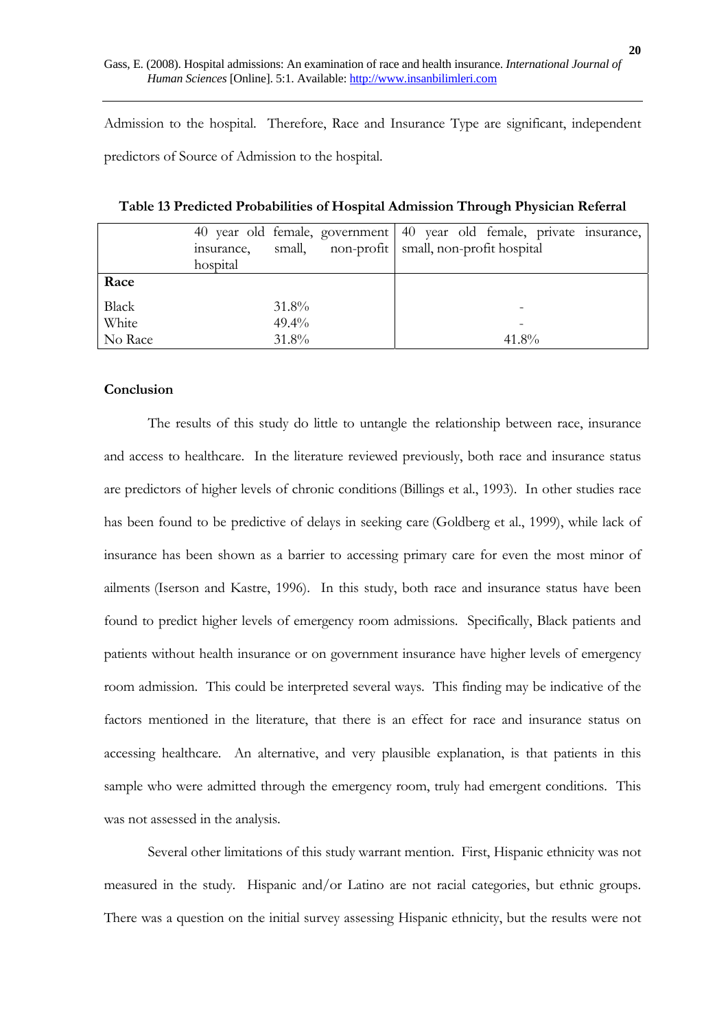Admission to the hospital. Therefore, Race and Insurance Type are significant, independent predictors of Source of Admission to the hospital.

**Table 13 Predicted Probabilities of Hospital Admission Through Physician Referral**

| | 40 year old female, government insurance, small, non-profit hospital | 40 year old female, private insurance, small, non-profit hospital |
|---|---|---|
| **Race** | | |
| Black | 31.8% | - |
| White | 49.4% | - |
| No Race | 31.8% | 41.8% |

**Conclusion**

The results of this study do little to untangle the relationship between race, insurance and access to healthcare. In the literature reviewed previously, both race and insurance status are predictors of higher levels of chronic conditions (Billings et al., 1993). In other studies race has been found to be predictive of delays in seeking care (Goldberg et al., 1999), while lack of insurance has been shown as a barrier to accessing primary care for even the most minor of ailments (Iserson and Kastre, 1996). In this study, both race and insurance status have been found to predict higher levels of emergency room admissions. Specifically, Black patients and patients without health insurance or on government insurance have higher levels of emergency room admission. This could be interpreted several ways. This finding may be indicative of the factors mentioned in the literature, that there is an effect for race and insurance status on accessing healthcare. An alternative, and very plausible explanation, is that patients in this sample who were admitted through the emergency room, truly had emergent conditions. This was not assessed in the analysis.

Several other limitations of this study warrant mention. First, Hispanic ethnicity was not measured in the study. Hispanic and/or Latino are not racial categories, but ethnic groups. There was a question on the initial survey assessing Hispanic ethnicity, but the results were not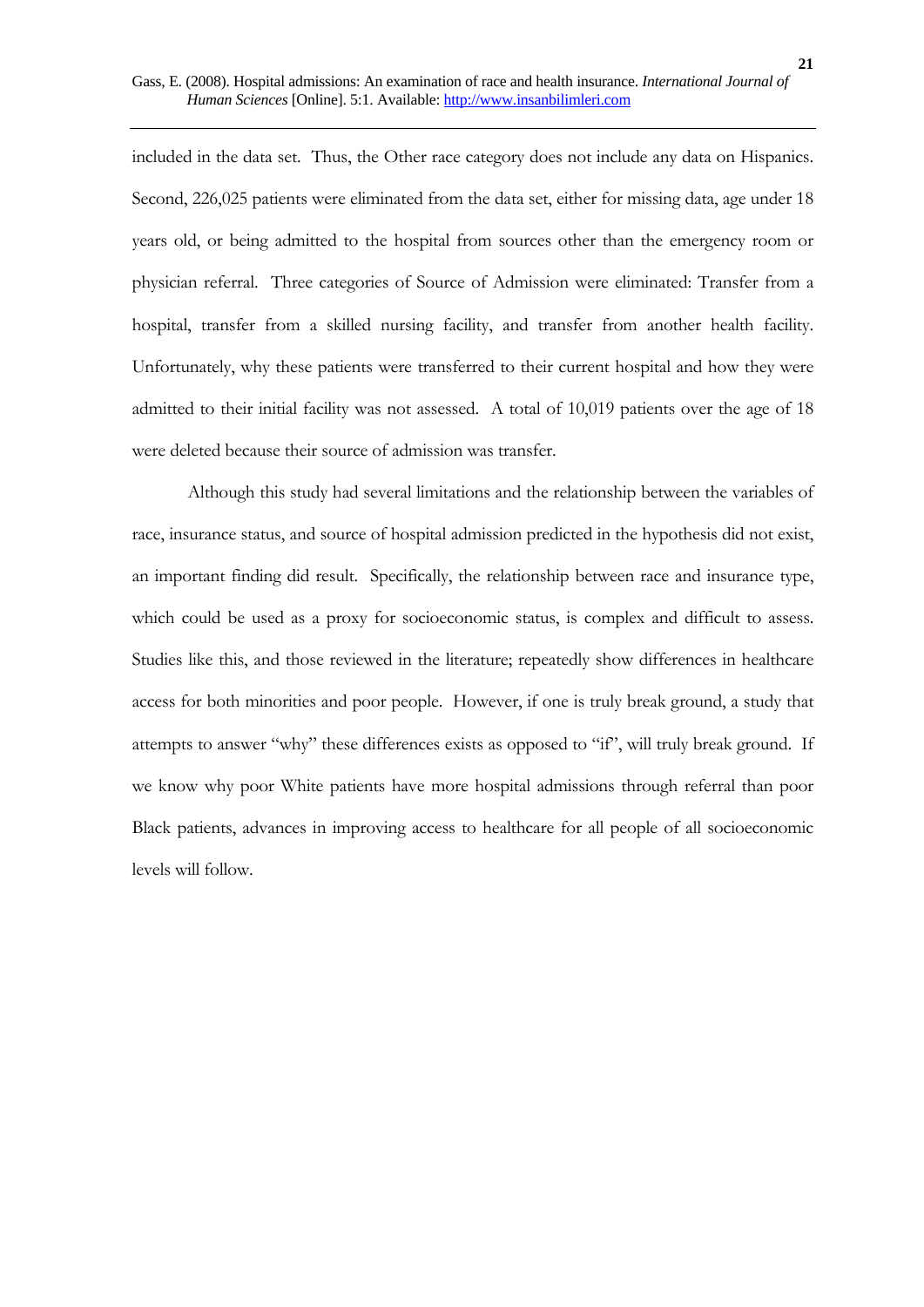included in the data set. Thus, the Other race category does not include any data on Hispanics. Second, 226,025 patients were eliminated from the data set, either for missing data, age under 18 years old, or being admitted to the hospital from sources other than the emergency room or physician referral. Three categories of Source of Admission were eliminated: Transfer from a hospital, transfer from a skilled nursing facility, and transfer from another health facility. Unfortunately, why these patients were transferred to their current hospital and how they were admitted to their initial facility was not assessed. A total of 10,019 patients over the age of 18 were deleted because their source of admission was transfer.

Although this study had several limitations and the relationship between the variables of race, insurance status, and source of hospital admission predicted in the hypothesis did not exist, an important finding did result. Specifically, the relationship between race and insurance type, which could be used as a proxy for socioeconomic status, is complex and difficult to assess. Studies like this, and those reviewed in the literature; repeatedly show differences in healthcare access for both minorities and poor people. However, if one is truly break ground, a study that attempts to answer "why" these differences exists as opposed to "if", will truly break ground. If we know why poor White patients have more hospital admissions through referral than poor Black patients, advances in improving access to healthcare for all people of all socioeconomic levels will follow.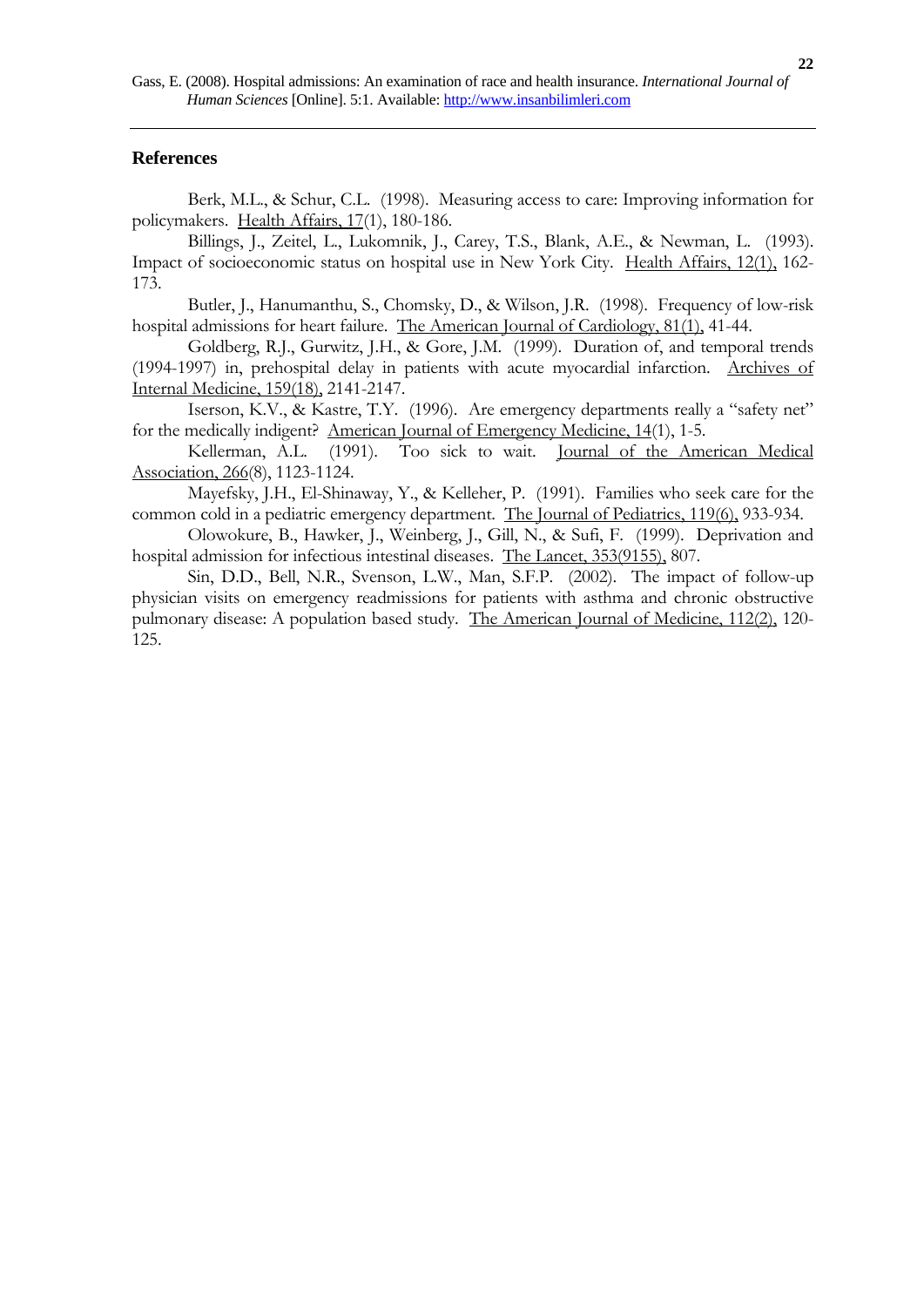## References

Berk, M.L., & Schur, C.L. (1998). Measuring access to care: Improving information for policymakers. Health Affairs, 17(1), 180-186.

Billings, J., Zeitel, L., Lukomnik, J., Carey, T.S., Blank, A.E., & Newman, L. (1993). Impact of socioeconomic status on hospital use in New York City. Health Affairs, 12(1), 162-173.

Butler, J., Hanumanthu, S., Chomsky, D., & Wilson, J.R. (1998). Frequency of low-risk hospital admissions for heart failure. The American Journal of Cardiology, 81(1), 41-44.

Goldberg, R.J., Gurwitz, J.H., & Gore, J.M. (1999). Duration of, and temporal trends (1994-1997) in, prehospital delay in patients with acute myocardial infarction. Archives of Internal Medicine, 159(18), 2141-2147.

Iserson, K.V., & Kastre, T.Y. (1996). Are emergency departments really a "safety net" for the medically indigent? American Journal of Emergency Medicine, 14(1), 1-5.

Kellerman, A.L. (1991). Too sick to wait. Journal of the American Medical Association, 266(8), 1123-1124.

Mayefsky, J.H., El-Shinaway, Y., & Kelleher, P. (1991). Families who seek care for the common cold in a pediatric emergency department. The Journal of Pediatrics, 119(6), 933-934.

Olowokure, B., Hawker, J., Weinberg, J., Gill, N., & Sufi, F. (1999). Deprivation and hospital admission for infectious intestinal diseases. The Lancet, 353(9155), 807.

Sin, D.D., Bell, N.R., Svenson, L.W., Man, S.F.P. (2002). The impact of follow-up physician visits on emergency readmissions for patients with asthma and chronic obstructive pulmonary disease: A population based study. The American Journal of Medicine, 112(2), 120-125.